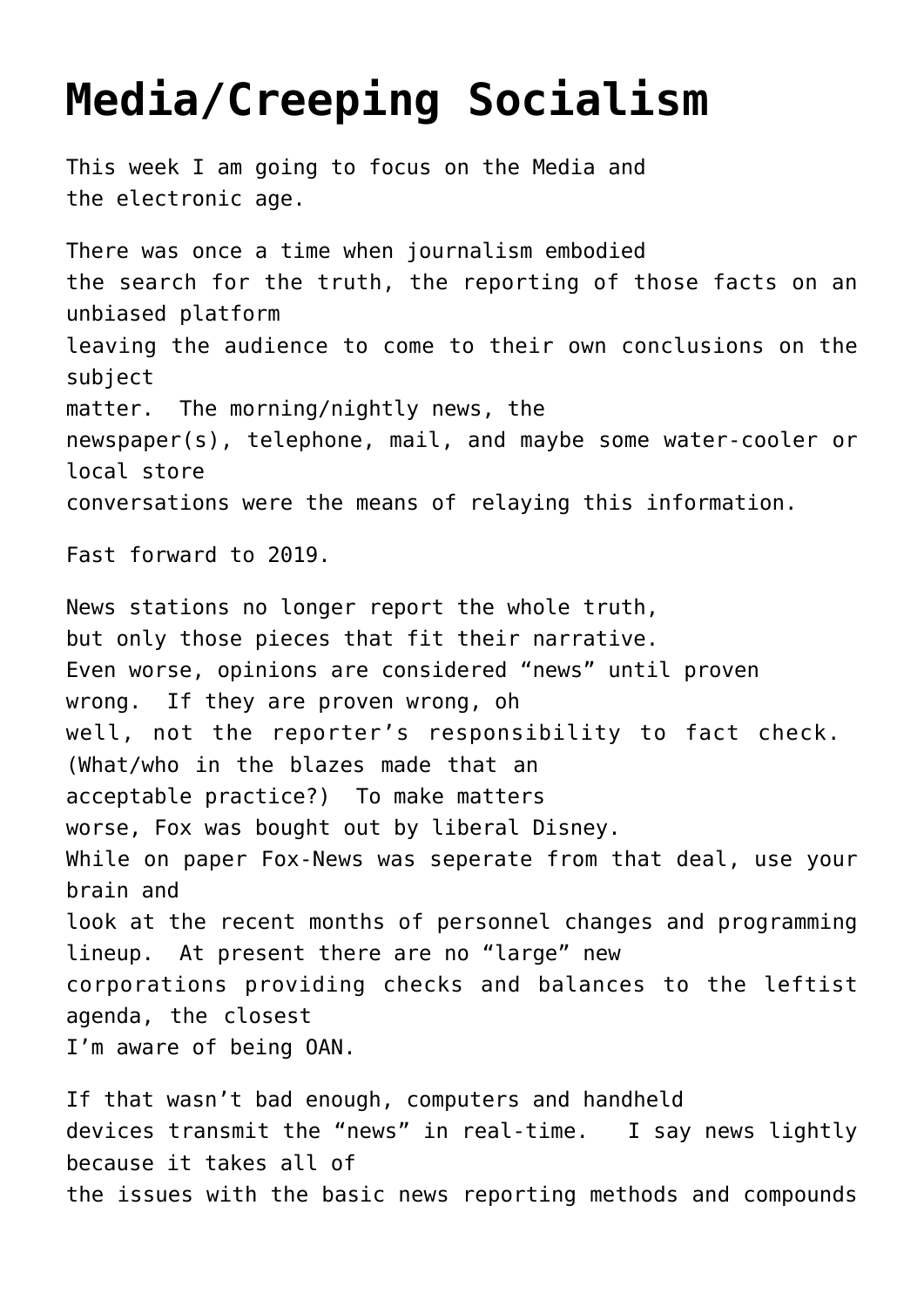# Media/Creeping Socialism

This week I am going to focus on the Media and the electronic age.

There was once a time when journalism embodied the search for the truth, the reporting of those facts on an unbiased platform leaving the audience to come to their own conclusions on the subject matter. The morning/nightly news, the newspaper(s), telephone, mail, and maybe some water-cooler or local store conversations were the means of relaying this information.

Fast forward to 2019.

News stations no longer report the whole truth, but only those pieces that fit their narrative. Even worse, opinions are considered "news" until proven wrong. If they are proven wrong, oh well, not the reporter's responsibility to fact check. (What/who in the blazes made that an acceptable practice?) To make matters worse, Fox was bought out by liberal Disney. While on paper Fox-News was seperate from that deal, use your brain and look at the recent months of personnel changes and programming lineup. At present there are no "large" new corporations providing checks and balances to the leftist agenda, the closest I'm aware of being OAN.

If that wasn't bad enough, computers and handheld devices transmit the "news" in real-time. I say news lightly because it takes all of the issues with the basic news reporting methods and compounds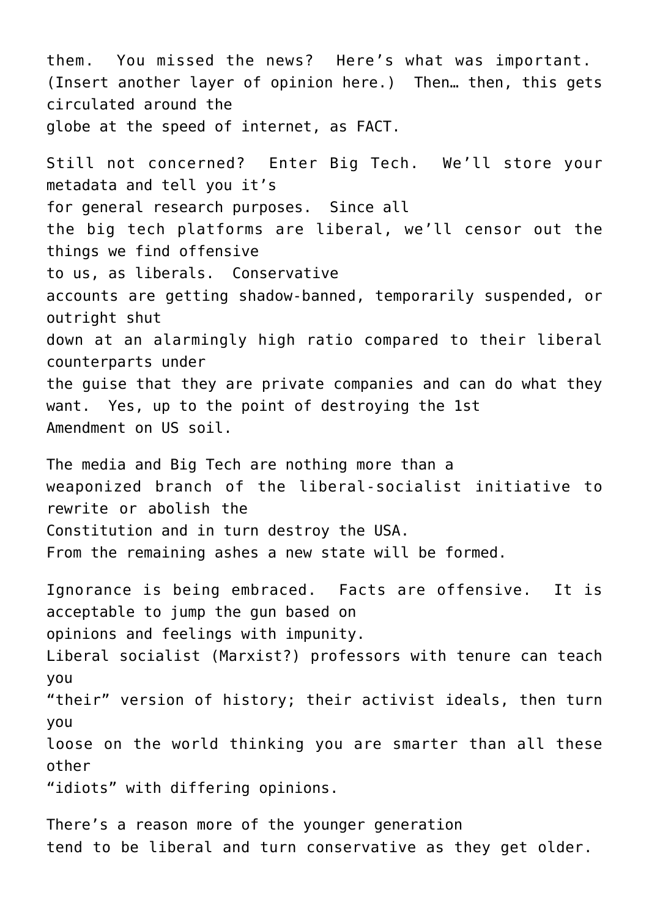them. You missed the news? Here's what was important. (Insert another layer of opinion here.) Then… then, this gets circulated around the globe at the speed of internet, as FACT.

Still not concerned? Enter Big Tech. We'll store your metadata and tell you it's for general research purposes. Since all the big tech platforms are liberal, we'll censor out the things we find offensive to us, as liberals. Conservative accounts are getting shadow-banned, temporarily suspended, or outright shut down at an alarmingly high ratio compared to their liberal counterparts under the guise that they are private companies and can do what they want. Yes, up to the point of destroying the 1st Amendment on US soil.

The media and Big Tech are nothing more than a weaponized branch of the liberal-socialist initiative to rewrite or abolish the Constitution and in turn destroy the USA. From the remaining ashes a new state will be formed.

Ignorance is being embraced. Facts are offensive. It is acceptable to jump the gun based on opinions and feelings with impunity. Liberal socialist (Marxist?) professors with tenure can teach you "their" version of history; their activist ideals, then turn you loose on the world thinking you are smarter than all these other "idiots" with differing opinions.

There's a reason more of the younger generation tend to be liberal and turn conservative as they get older.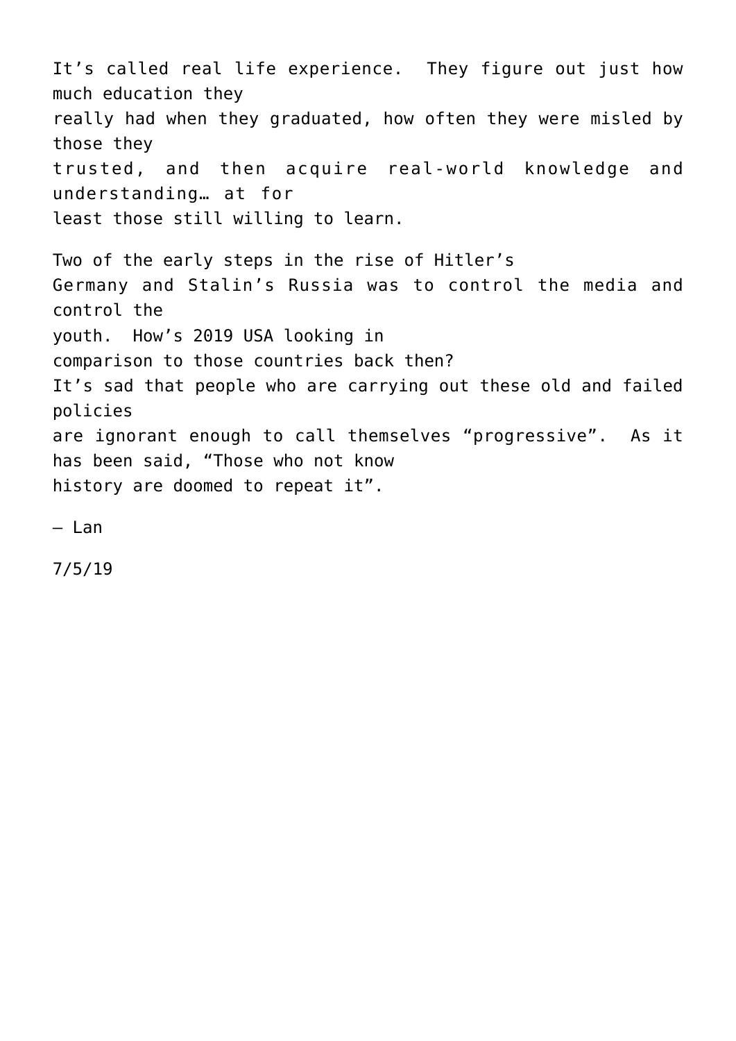It’s called real life experience. They figure out just how much education they really had when they graduated, how often they were misled by those they trusted, and then acquire real-world knowledge and understanding… at for least those still willing to learn.

Two of the early steps in the rise of Hitler’s Germany and Stalin’s Russia was to control the media and control the youth. How’s 2019 USA looking in comparison to those countries back then? It’s sad that people who are carrying out these old and failed policies are ignorant enough to call themselves “progressive”. As it has been said, “Those who not know history are doomed to repeat it”.

– Lan

7/5/19